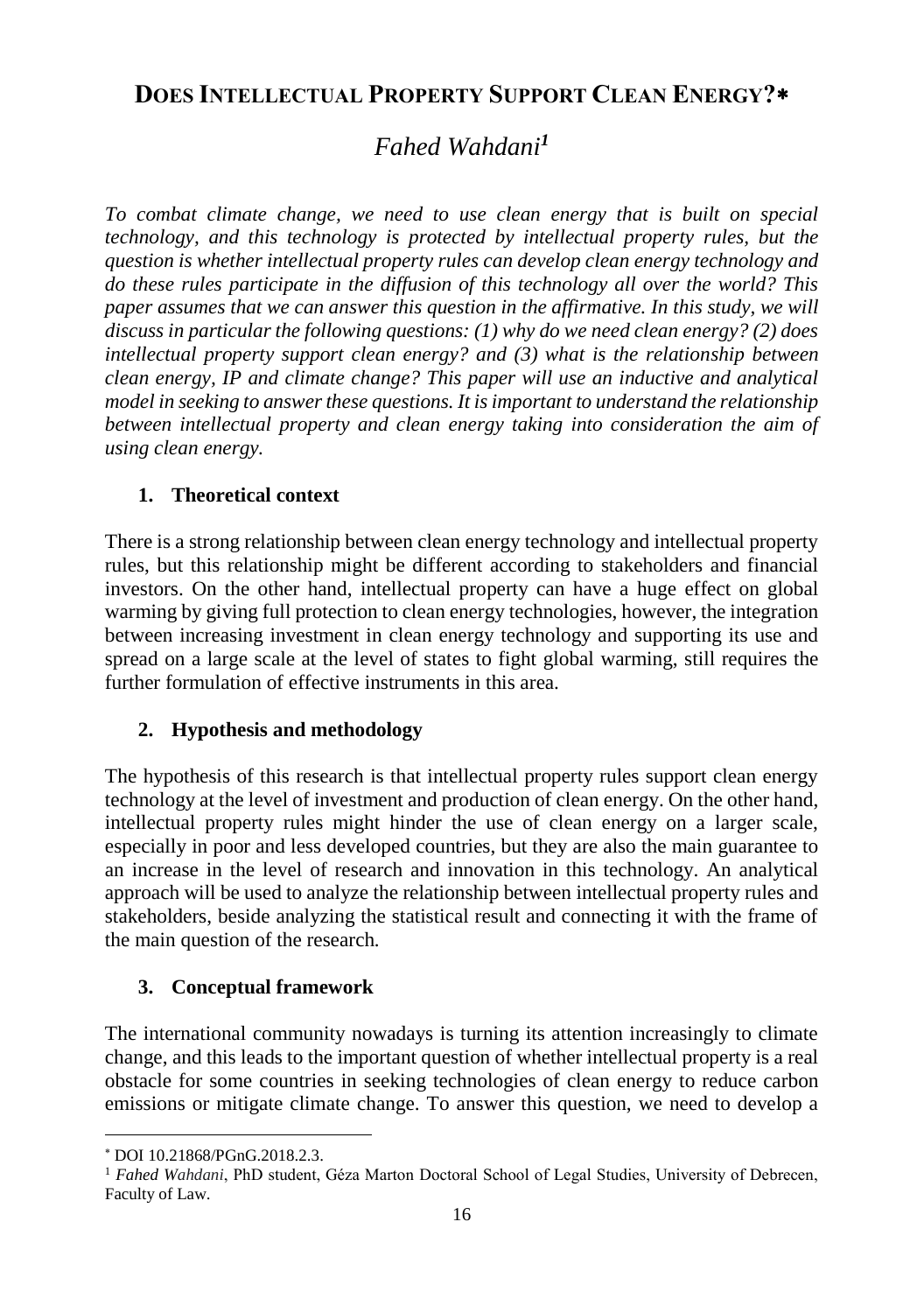# DOES INTELLECTUAL PROPERTY SUPPORT CLEAN ENERGY?*

## *Fahed Wahdani*[1]

*To combat climate change, we need to use clean energy that is built on special technology, and this technology is protected by intellectual property rules, but the question is whether intellectual property rules can develop clean energy technology and do these rules participate in the diffusion of this technology all over the world? This paper assumes that we can answer this question in the affirmative. In this study, we will discuss in particular the following questions: (1) why do we need clean energy? (2) does intellectual property support clean energy? and (3) what is the relationship between clean energy, IP and climate change? This paper will use an inductive and analytical model in seeking to answer these questions. It is important to understand the relationship between intellectual property and clean energy taking into consideration the aim of using clean energy.*

### 1. Theoretical context

There is a strong relationship between clean energy technology and intellectual property rules, but this relationship might be different according to stakeholders and financial investors. On the other hand, intellectual property can have a huge effect on global warming by giving full protection to clean energy technologies, however, the integration between increasing investment in clean energy technology and supporting its use and spread on a large scale at the level of states to fight global warming, still requires the further formulation of effective instruments in this area.

### 2. Hypothesis and methodology

The hypothesis of this research is that intellectual property rules support clean energy technology at the level of investment and production of clean energy. On the other hand, intellectual property rules might hinder the use of clean energy on a larger scale, especially in poor and less developed countries, but they are also the main guarantee to an increase in the level of research and innovation in this technology. An analytical approach will be used to analyze the relationship between intellectual property rules and stakeholders, beside analyzing the statistical result and connecting it with the frame of the main question of the research.

### 3. Conceptual framework

The international community nowadays is turning its attention increasingly to climate change, and this leads to the important question of whether intellectual property is a real obstacle for some countries in seeking technologies of clean energy to reduce carbon emissions or mitigate climate change. To answer this question, we need to develop a

---

* DOI 10.21868/PGnG.2018.2.3.

[1] *Fahed Wahdani*, PhD student, Géza Marton Doctoral School of Legal Studies, University of Debrecen, Faculty of Law.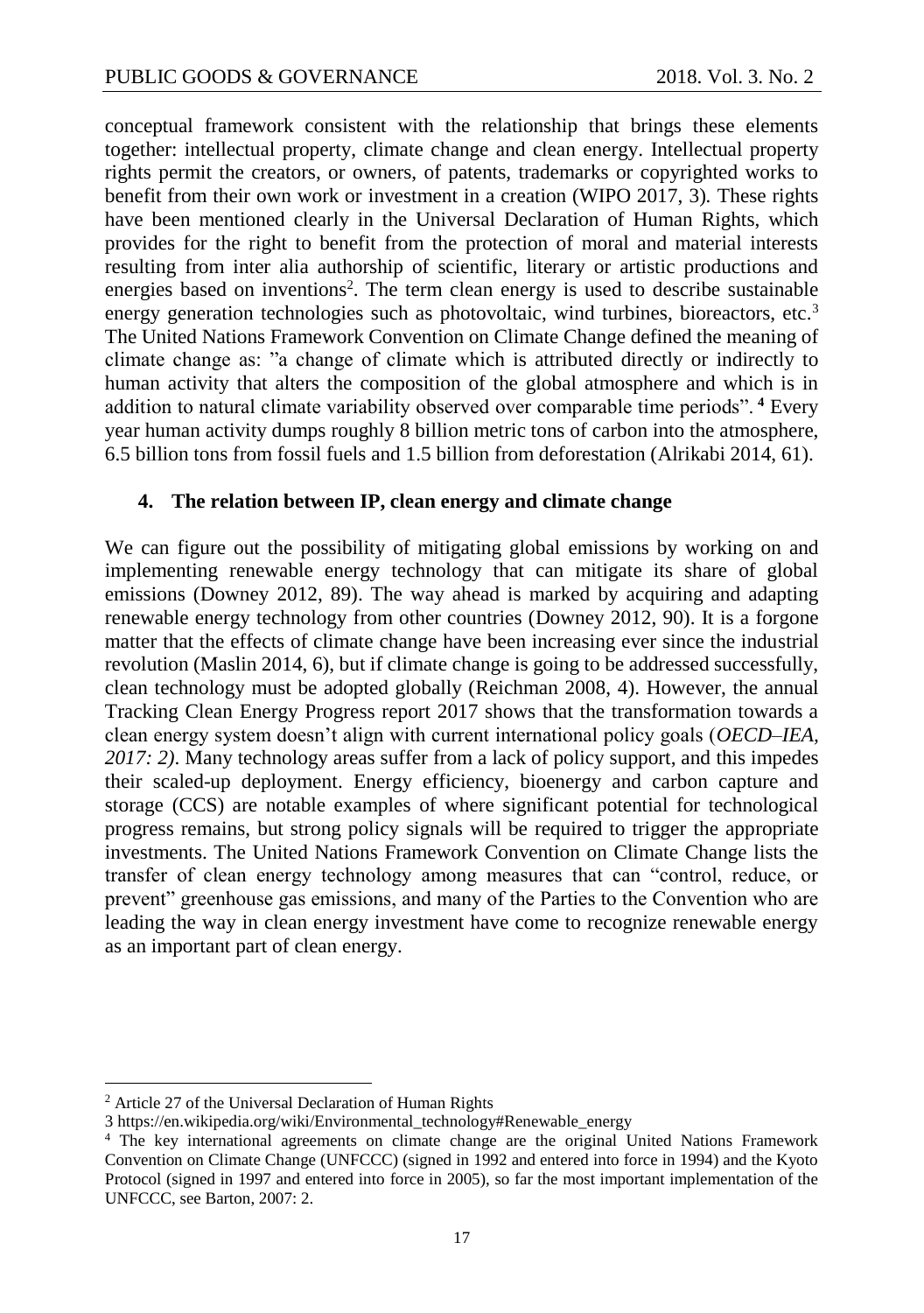conceptual framework consistent with the relationship that brings these elements together: intellectual property, climate change and clean energy. Intellectual property rights permit the creators, or owners, of patents, trademarks or copyrighted works to benefit from their own work or investment in a creation (WIPO 2017, 3). These rights have been mentioned clearly in the Universal Declaration of Human Rights, which provides for the right to benefit from the protection of moral and material interests resulting from inter alia authorship of scientific, literary or artistic productions and energies based on inventions[2]. The term clean energy is used to describe sustainable energy generation technologies such as photovoltaic, wind turbines, bioreactors, etc.[3] The United Nations Framework Convention on Climate Change defined the meaning of climate change as: "a change of climate which is attributed directly or indirectly to human activity that alters the composition of the global atmosphere and which is in addition to natural climate variability observed over comparable time periods".[4] Every year human activity dumps roughly 8 billion metric tons of carbon into the atmosphere, 6.5 billion tons from fossil fuels and 1.5 billion from deforestation (Alrikabi 2014, 61).

## 4. The relation between IP, clean energy and climate change

We can figure out the possibility of mitigating global emissions by working on and implementing renewable energy technology that can mitigate its share of global emissions (Downey 2012, 89). The way ahead is marked by acquiring and adapting renewable energy technology from other countries (Downey 2012, 90). It is a forgone matter that the effects of climate change have been increasing ever since the industrial revolution (Maslin 2014, 6), but if climate change is going to be addressed successfully, clean technology must be adopted globally (Reichman 2008, 4). However, the annual Tracking Clean Energy Progress report 2017 shows that the transformation towards a clean energy system doesn't align with current international policy goals (*OECD–IEA, 2017: 2)*. Many technology areas suffer from a lack of policy support, and this impedes their scaled-up deployment. Energy efficiency, bioenergy and carbon capture and storage (CCS) are notable examples of where significant potential for technological progress remains, but strong policy signals will be required to trigger the appropriate investments. The United Nations Framework Convention on Climate Change lists the transfer of clean energy technology among measures that can "control, reduce, or prevent" greenhouse gas emissions, and many of the Parties to the Convention who are leading the way in clean energy investment have come to recognize renewable energy as an important part of clean energy.

---

[2] Article 27 of the Universal Declaration of Human Rights

[3] https://en.wikipedia.org/wiki/Environmental_technology#Renewable_energy

[4] The key international agreements on climate change are the original United Nations Framework Convention on Climate Change (UNFCCC) (signed in 1992 and entered into force in 1994) and the Kyoto Protocol (signed in 1997 and entered into force in 2005), so far the most important implementation of the UNFCCC, see Barton, 2007: 2.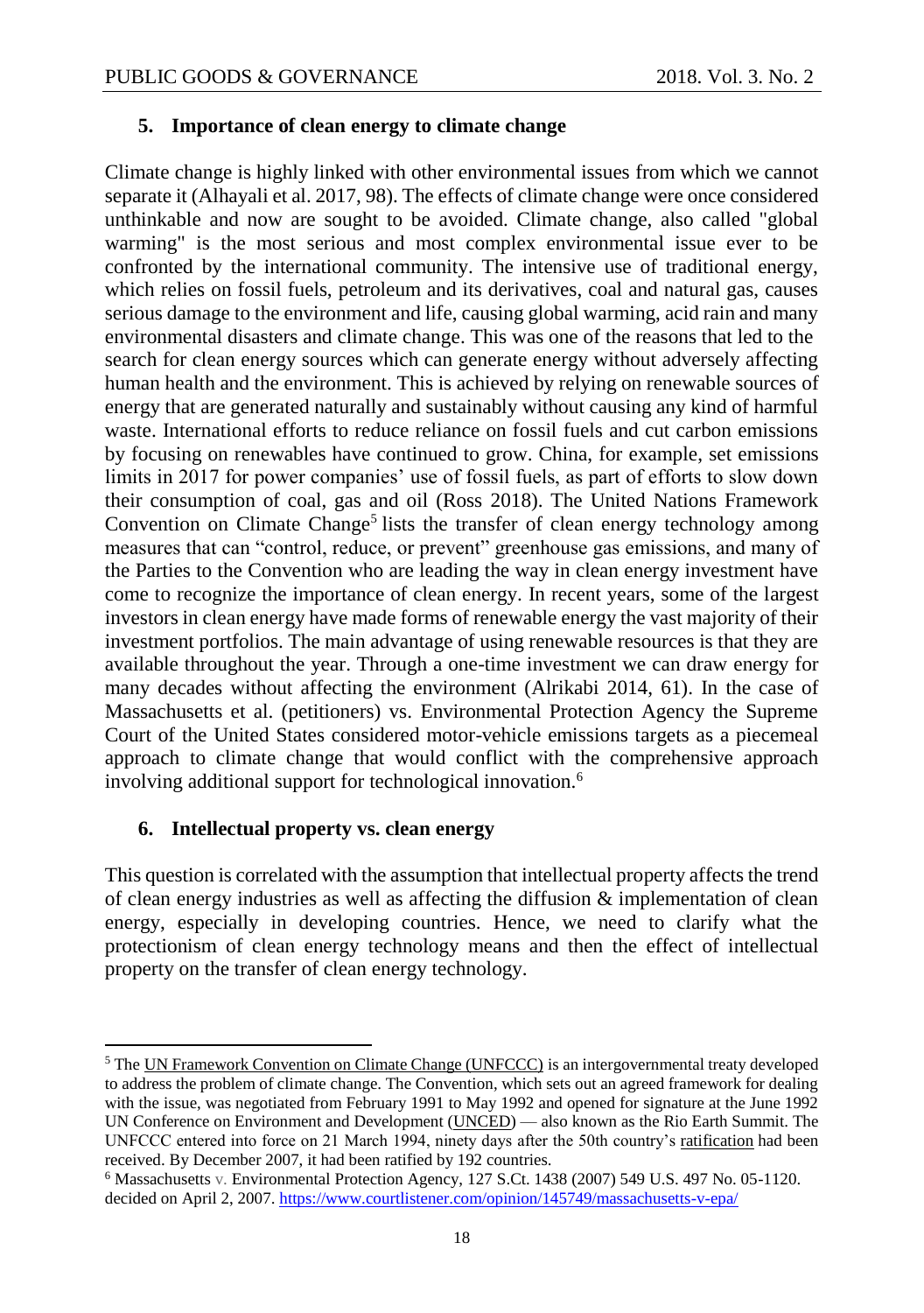## 5. Importance of clean energy to climate change

Climate change is highly linked with other environmental issues from which we cannot separate it (Alhayali et al. 2017, 98). The effects of climate change were once considered unthinkable and now are sought to be avoided. Climate change, also called "global warming" is the most serious and most complex environmental issue ever to be confronted by the international community. The intensive use of traditional energy, which relies on fossil fuels, petroleum and its derivatives, coal and natural gas, causes serious damage to the environment and life, causing global warming, acid rain and many environmental disasters and climate change. This was one of the reasons that led to the search for clean energy sources which can generate energy without adversely affecting human health and the environment. This is achieved by relying on renewable sources of energy that are generated naturally and sustainably without causing any kind of harmful waste. International efforts to reduce reliance on fossil fuels and cut carbon emissions by focusing on renewables have continued to grow. China, for example, set emissions limits in 2017 for power companies' use of fossil fuels, as part of efforts to slow down their consumption of coal, gas and oil (Ross 2018). The United Nations Framework Convention on Climate Change[5] lists the transfer of clean energy technology among measures that can "control, reduce, or prevent" greenhouse gas emissions, and many of the Parties to the Convention who are leading the way in clean energy investment have come to recognize the importance of clean energy. In recent years, some of the largest investors in clean energy have made forms of renewable energy the vast majority of their investment portfolios. The main advantage of using renewable resources is that they are available throughout the year. Through a one-time investment we can draw energy for many decades without affecting the environment (Alrikabi 2014, 61). In the case of Massachusetts et al. (petitioners) vs. Environmental Protection Agency the Supreme Court of the United States considered motor-vehicle emissions targets as a piecemeal approach to climate change that would conflict with the comprehensive approach involving additional support for technological innovation.[6]

## 6. Intellectual property vs. clean energy

This question is correlated with the assumption that intellectual property affects the trend of clean energy industries as well as affecting the diffusion & implementation of clean energy, especially in developing countries. Hence, we need to clarify what the protectionism of clean energy technology means and then the effect of intellectual property on the transfer of clean energy technology.

---

[5] The UN Framework Convention on Climate Change (UNFCCC) is an intergovernmental treaty developed to address the problem of climate change. The Convention, which sets out an agreed framework for dealing with the issue, was negotiated from February 1991 to May 1992 and opened for signature at the June 1992 UN Conference on Environment and Development (UNCED) — also known as the Rio Earth Summit. The UNFCCC entered into force on 21 March 1994, ninety days after the 50th country's ratification had been received. By December 2007, it had been ratified by 192 countries.

[6] Massachusetts v. Environmental Protection Agency, 127 S.Ct. 1438 (2007) 549 U.S. 497 No. 05-1120. decided on April 2, 2007. https://www.courtlistener.com/opinion/145749/massachusetts-v-epa/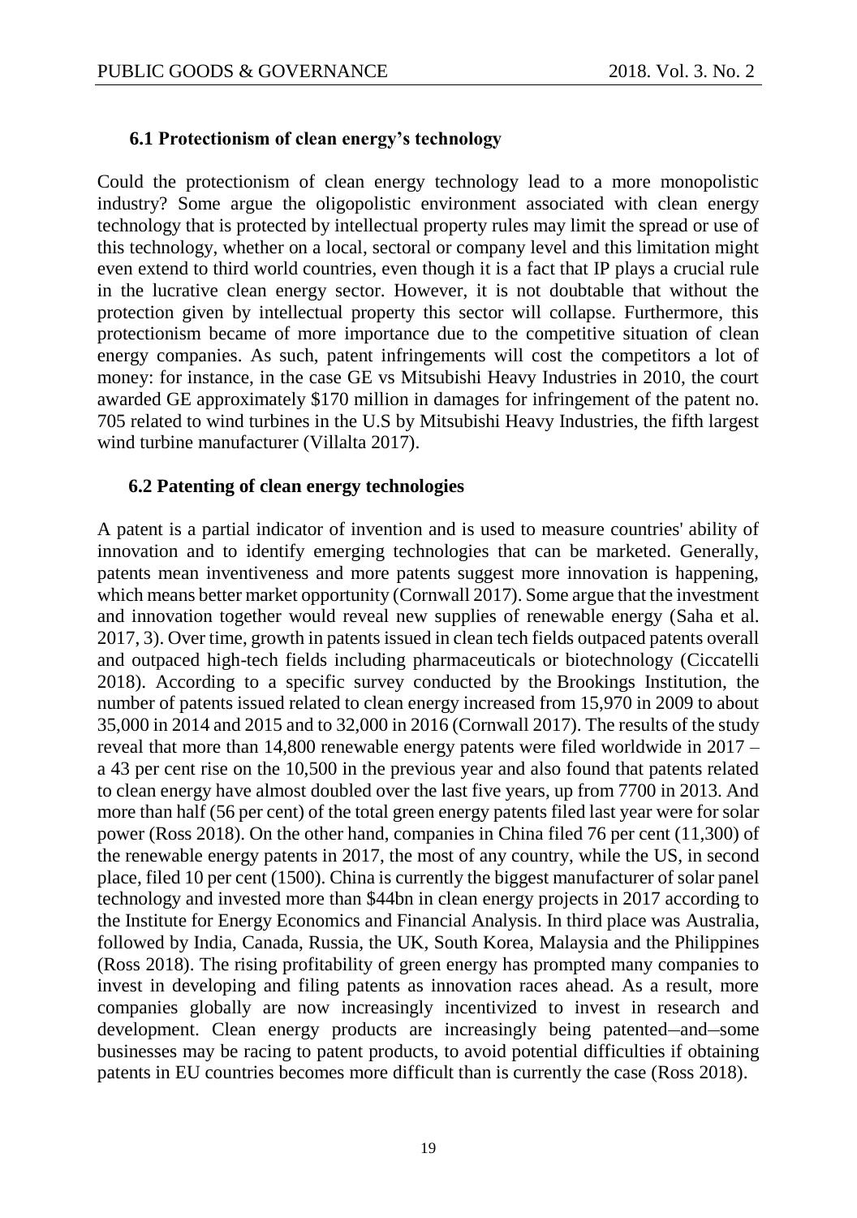### 6.1 Protectionism of clean energy's technology

Could the protectionism of clean energy technology lead to a more monopolistic industry? Some argue the oligopolistic environment associated with clean energy technology that is protected by intellectual property rules may limit the spread or use of this technology, whether on a local, sectoral or company level and this limitation might even extend to third world countries, even though it is a fact that IP plays a crucial rule in the lucrative clean energy sector. However, it is not doubtable that without the protection given by intellectual property this sector will collapse. Furthermore, this protectionism became of more importance due to the competitive situation of clean energy companies. As such, patent infringements will cost the competitors a lot of money: for instance, in the case GE vs Mitsubishi Heavy Industries in 2010, the court awarded GE approximately \$170 million in damages for infringement of the patent no. 705 related to wind turbines in the U.S by Mitsubishi Heavy Industries, the fifth largest wind turbine manufacturer (Villalta 2017).

### 6.2 Patenting of clean energy technologies

A patent is a partial indicator of invention and is used to measure countries' ability of innovation and to identify emerging technologies that can be marketed. Generally, patents mean inventiveness and more patents suggest more innovation is happening, which means better market opportunity (Cornwall 2017). Some argue that the investment and innovation together would reveal new supplies of renewable energy (Saha et al. 2017, 3). Over time, growth in patents issued in clean tech fields outpaced patents overall and outpaced high-tech fields including pharmaceuticals or biotechnology (Ciccatelli 2018). According to a specific survey conducted by the Brookings Institution, the number of patents issued related to clean energy increased from 15,970 in 2009 to about 35,000 in 2014 and 2015 and to 32,000 in 2016 (Cornwall 2017). The results of the study reveal that more than 14,800 renewable energy patents were filed worldwide in 2017 – a 43 per cent rise on the 10,500 in the previous year and also found that patents related to clean energy have almost doubled over the last five years, up from 7700 in 2013. And more than half (56 per cent) of the total green energy patents filed last year were for solar power (Ross 2018). On the other hand, companies in China filed 76 per cent (11,300) of the renewable energy patents in 2017, the most of any country, while the US, in second place, filed 10 per cent (1500). China is currently the biggest manufacturer of solar panel technology and invested more than \$44bn in clean energy projects in 2017 according to the Institute for Energy Economics and Financial Analysis. In third place was Australia, followed by India, Canada, Russia, the UK, South Korea, Malaysia and the Philippines (Ross 2018). The rising profitability of green energy has prompted many companies to invest in developing and filing patents as innovation races ahead. As a result, more companies globally are now increasingly incentivized to invest in research and development. Clean energy products are increasingly being patented–and–some businesses may be racing to patent products, to avoid potential difficulties if obtaining patents in EU countries becomes more difficult than is currently the case (Ross 2018).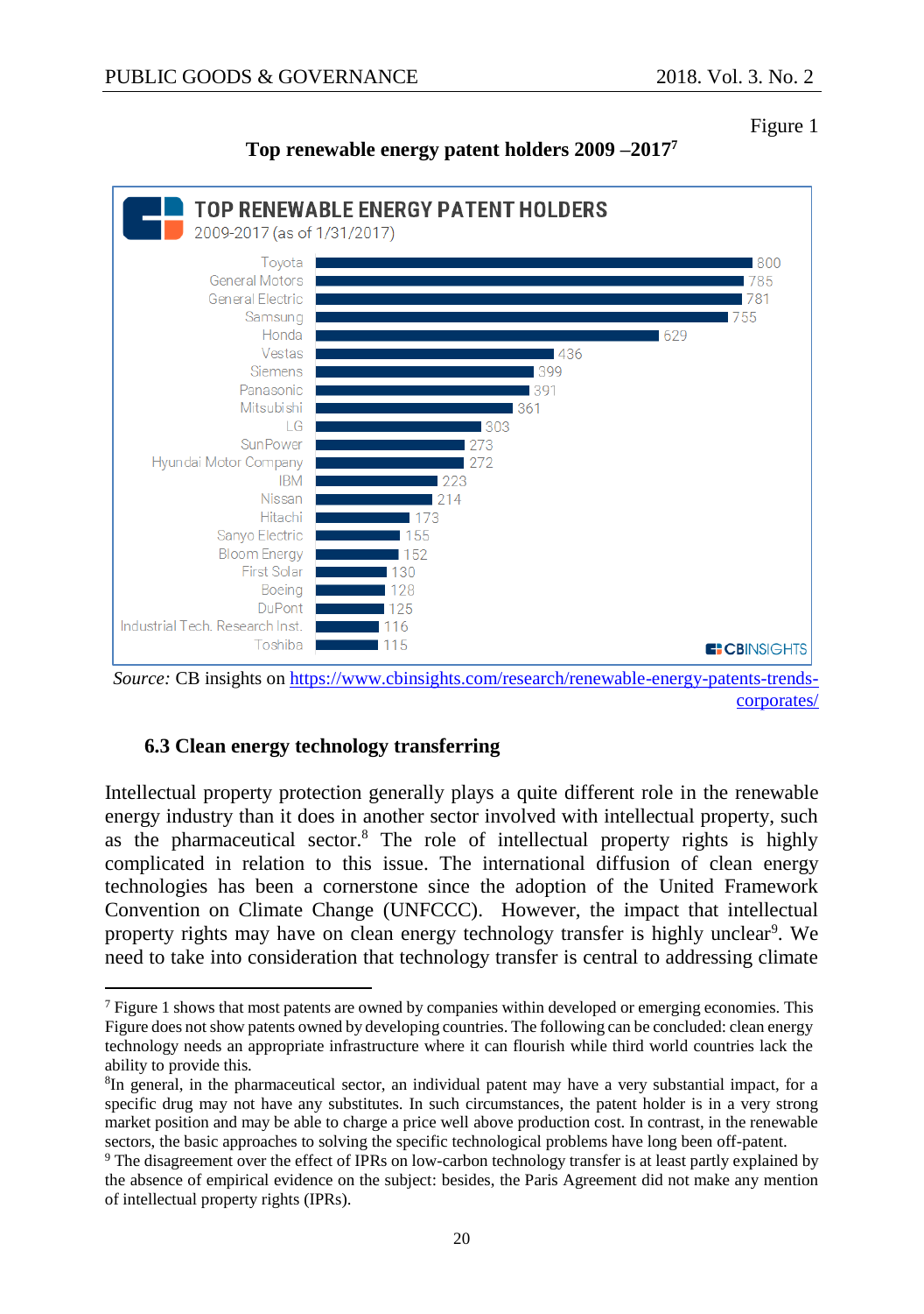Figure 1

**Top renewable energy patent holders 2009 –2017**[7]

**TOP RENEWABLE ENERGY PATENT HOLDERS**
2009-2017 (as of 1/31/2017)

| Company | Patents |
|---|---|
| Toyota | 800 |
| General Motors | 785 |
| General Electric | 781 |
| Samsung | 755 |
| Honda | 629 |
| Vestas | 436 |
| Siemens | 399 |
| Panasonic | 391 |
| Mitsubishi | 361 |
| LG | 303 |
| SunPower | 273 |
| Hyundai Motor Company | 272 |
| IBM | 223 |
| Nissan | 214 |
| Hitachi | 173 |
| Sanyo Electric | 155 |
| Bloom Energy | 152 |
| First Solar | 130 |
| Boeing | 128 |
| DuPont | 125 |
| Industrial Tech. Research Inst. | 116 |
| Toshiba | 115 |

CBINSIGHTS

*Source:* CB insights on https://www.cbinsights.com/research/renewable-energy-patents-trends-corporates/

### 6.3 Clean energy technology transferring

Intellectual property protection generally plays a quite different role in the renewable energy industry than it does in another sector involved with intellectual property, such as the pharmaceutical sector.[8] The role of intellectual property rights is highly complicated in relation to this issue. The international diffusion of clean energy technologies has been a cornerstone since the adoption of the United Framework Convention on Climate Change (UNFCCC). However, the impact that intellectual property rights may have on clean energy technology transfer is highly unclear[9]. We need to take into consideration that technology transfer is central to addressing climate

---

[7] Figure 1 shows that most patents are owned by companies within developed or emerging economies. This Figure does not show patents owned by developing countries. The following can be concluded: clean energy technology needs an appropriate infrastructure where it can flourish while third world countries lack the ability to provide this.

[8] In general, in the pharmaceutical sector, an individual patent may have a very substantial impact, for a specific drug may not have any substitutes. In such circumstances, the patent holder is in a very strong market position and may be able to charge a price well above production cost. In contrast, in the renewable sectors, the basic approaches to solving the specific technological problems have long been off-patent.

[9] The disagreement over the effect of IPRs on low-carbon technology transfer is at least partly explained by the absence of empirical evidence on the subject: besides, the Paris Agreement did not make any mention of intellectual property rights (IPRs).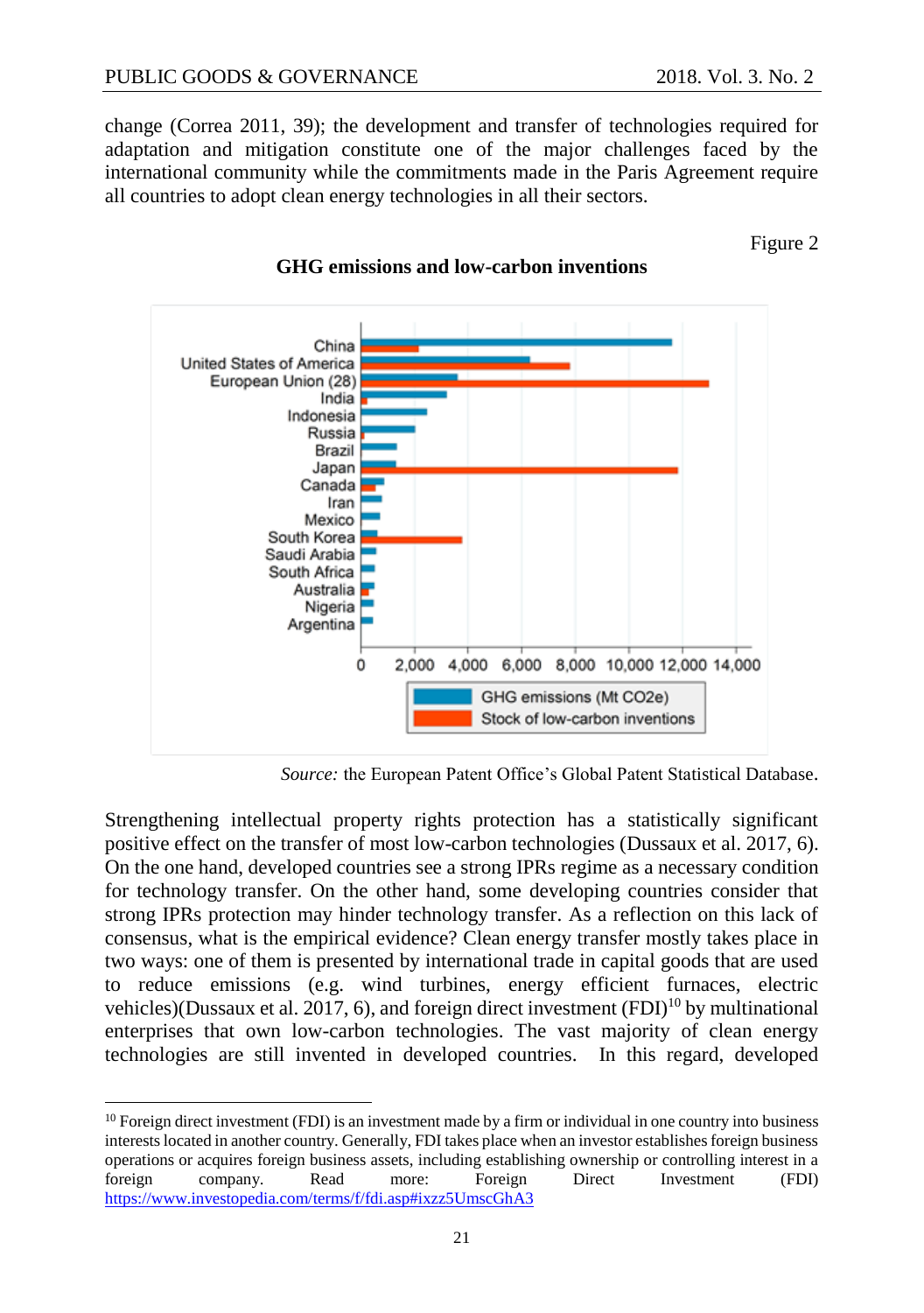change (Correa 2011, 39); the development and transfer of technologies required for adaptation and mitigation constitute one of the major challenges faced by the international community while the commitments made in the Paris Agreement require all countries to adopt clean energy technologies in all their sectors.

Figure 2

**GHG emissions and low-carbon inventions**

*Source:* the European Patent Office's Global Patent Statistical Database.

Strengthening intellectual property rights protection has a statistically significant positive effect on the transfer of most low-carbon technologies (Dussaux et al. 2017, 6). On the one hand, developed countries see a strong IPRs regime as a necessary condition for technology transfer. On the other hand, some developing countries consider that strong IPRs protection may hinder technology transfer. As a reflection on this lack of consensus, what is the empirical evidence? Clean energy transfer mostly takes place in two ways: one of them is presented by international trade in capital goods that are used to reduce emissions (e.g. wind turbines, energy efficient furnaces, electric vehicles)(Dussaux et al. 2017, 6), and foreign direct investment (FDI)[10] by multinational enterprises that own low-carbon technologies. The vast majority of clean energy technologies are still invented in developed countries. In this regard, developed

---

[10] Foreign direct investment (FDI) is an investment made by a firm or individual in one country into business interests located in another country. Generally, FDI takes place when an investor establishes foreign business operations or acquires foreign business assets, including establishing ownership or controlling interest in a foreign company. Read more: Foreign Direct Investment (FDI) https://www.investopedia.com/terms/f/fdi.asp#ixzz5UmscGhA3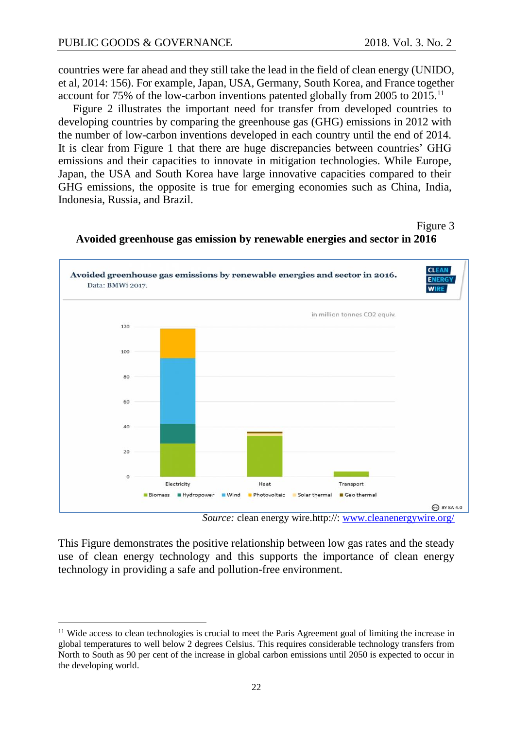countries were far ahead and they still take the lead in the field of clean energy (UNIDO, et al, 2014: 156). For example, Japan, USA, Germany, South Korea, and France together account for 75% of the low-carbon inventions patented globally from 2005 to 2015.[11]

Figure 2 illustrates the important need for transfer from developed countries to developing countries by comparing the greenhouse gas (GHG) emissions in 2012 with the number of low-carbon inventions developed in each country until the end of 2014. It is clear from Figure 1 that there are huge discrepancies between countries' GHG emissions and their capacities to innovate in mitigation technologies. While Europe, Japan, the USA and South Korea have large innovative capacities compared to their GHG emissions, the opposite is true for emerging economies such as China, India, Indonesia, Russia, and Brazil.

Figure 3

**Avoided greenhouse gas emission by renewable energies and sector in 2016**

*Source:* clean energy wire.http://: www.cleanenergywire.org/

This Figure demonstrates the positive relationship between low gas rates and the steady use of clean energy technology and this supports the importance of clean energy technology in providing a safe and pollution-free environment.

---

[11] Wide access to clean technologies is crucial to meet the Paris Agreement goal of limiting the increase in global temperatures to well below 2 degrees Celsius. This requires considerable technology transfers from North to South as 90 per cent of the increase in global carbon emissions until 2050 is expected to occur in the developing world.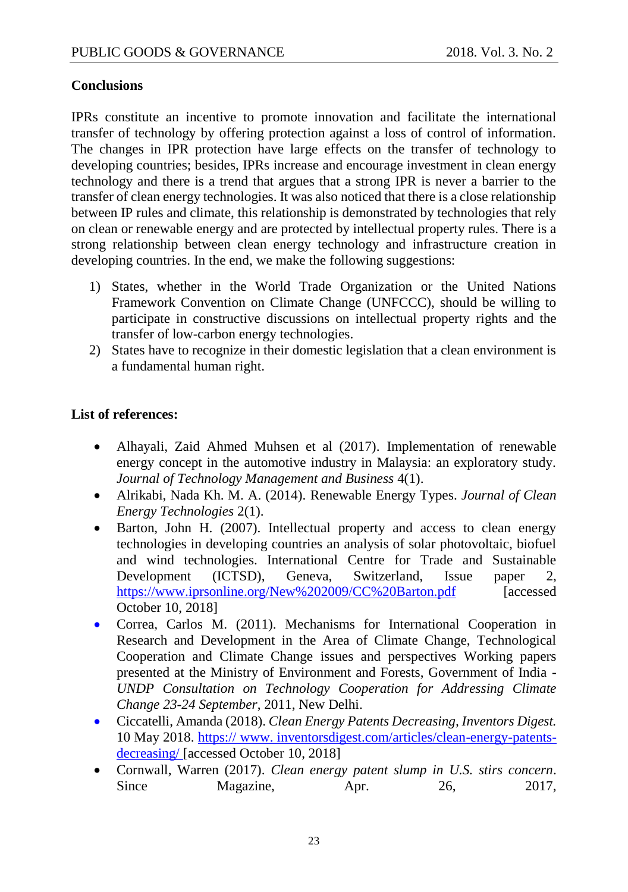## Conclusions

IPRs constitute an incentive to promote innovation and facilitate the international transfer of technology by offering protection against a loss of control of information. The changes in IPR protection have large effects on the transfer of technology to developing countries; besides, IPRs increase and encourage investment in clean energy technology and there is a trend that argues that a strong IPR is never a barrier to the transfer of clean energy technologies. It was also noticed that there is a close relationship between IP rules and climate, this relationship is demonstrated by technologies that rely on clean or renewable energy and are protected by intellectual property rules. There is a strong relationship between clean energy technology and infrastructure creation in developing countries. In the end, we make the following suggestions:

1) States, whether in the World Trade Organization or the United Nations Framework Convention on Climate Change (UNFCCC), should be willing to participate in constructive discussions on intellectual property rights and the transfer of low-carbon energy technologies.
2) States have to recognize in their domestic legislation that a clean environment is a fundamental human right.

## List of references:

- Alhayali, Zaid Ahmed Muhsen et al (2017). Implementation of renewable energy concept in the automotive industry in Malaysia: an exploratory study. *Journal of Technology Management and Business* 4(1).
- Alrikabi, Nada Kh. M. A. (2014). Renewable Energy Types. *Journal of Clean Energy Technologies* 2(1).
- Barton, John H. (2007). Intellectual property and access to clean energy technologies in developing countries an analysis of solar photovoltaic, biofuel and wind technologies. International Centre for Trade and Sustainable Development (ICTSD), Geneva, Switzerland, Issue paper 2, https://www.iprsonline.org/New%202009/CC%20Barton.pdf [accessed October 10, 2018]
- Correa, Carlos M. (2011). Mechanisms for International Cooperation in Research and Development in the Area of Climate Change, Technological Cooperation and Climate Change issues and perspectives Working papers presented at the Ministry of Environment and Forests, Government of India - *UNDP Consultation on Technology Cooperation for Addressing Climate Change 23-24 September*, 2011, New Delhi.
- Ciccatelli, Amanda (2018). *Clean Energy Patents Decreasing, Inventors Digest.* 10 May 2018. https:// www. inventorsdigest.com/articles/clean-energy-patents-decreasing/ [accessed October 10, 2018]
- Cornwall, Warren (2017). *Clean energy patent slump in U.S. stirs concern*. Since Magazine, Apr. 26, 2017,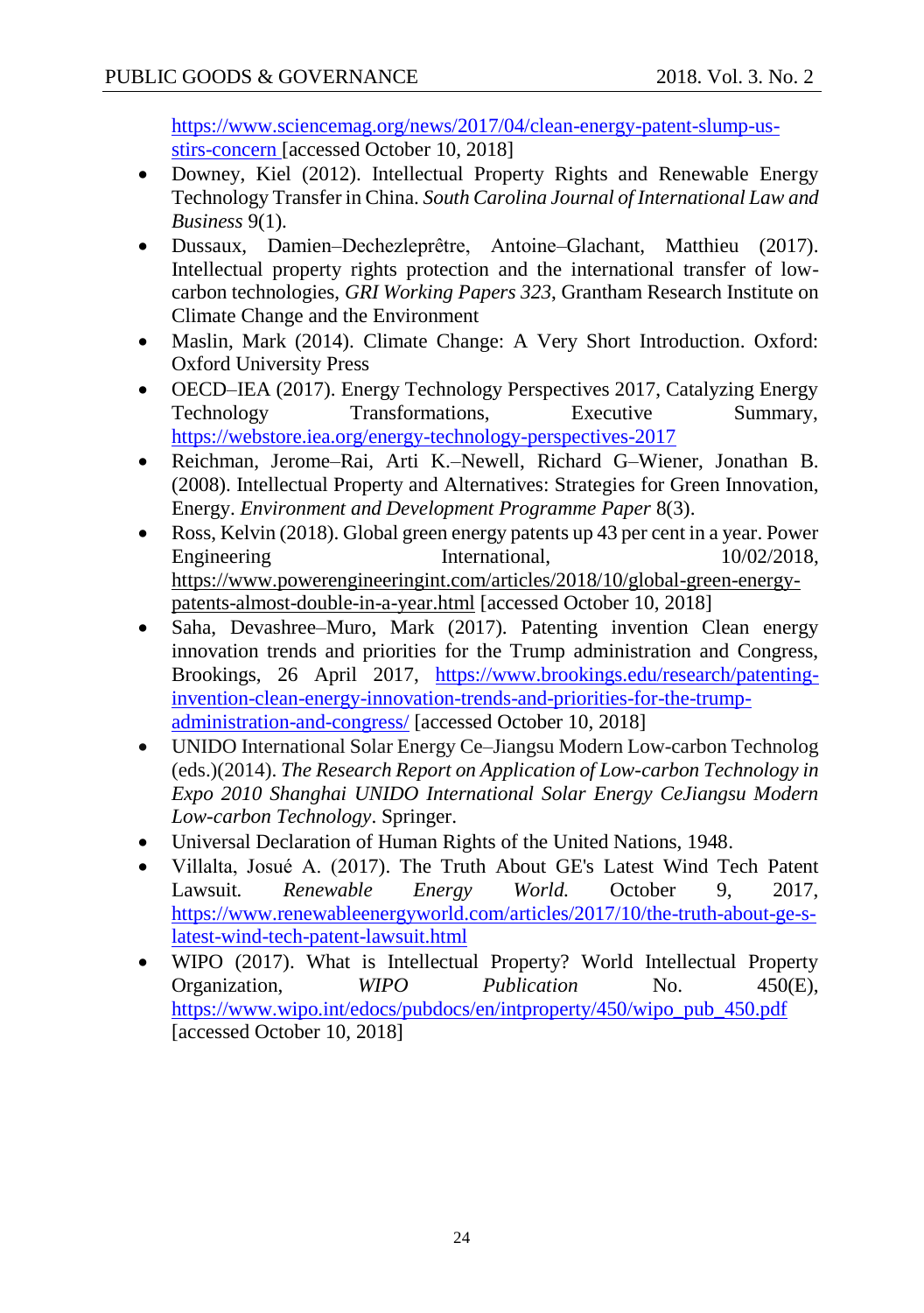https://www.sciencemag.org/news/2017/04/clean-energy-patent-slump-us-stirs-concern [accessed October 10, 2018]

- Downey, Kiel (2012). Intellectual Property Rights and Renewable Energy Technology Transfer in China. *South Carolina Journal of International Law and Business* 9(1).
- Dussaux, Damien–Dechezleprêtre, Antoine–Glachant, Matthieu (2017). Intellectual property rights protection and the international transfer of low-carbon technologies, *GRI Working Papers 323*, Grantham Research Institute on Climate Change and the Environment
- Maslin, Mark (2014). Climate Change: A Very Short Introduction. Oxford: Oxford University Press
- OECD–IEA (2017). Energy Technology Perspectives 2017, Catalyzing Energy Technology Transformations, Executive Summary, https://webstore.iea.org/energy-technology-perspectives-2017
- Reichman, Jerome–Rai, Arti K.–Newell, Richard G–Wiener, Jonathan B. (2008). Intellectual Property and Alternatives: Strategies for Green Innovation, Energy. *Environment and Development Programme Paper* 8(3).
- Ross, Kelvin (2018). Global green energy patents up 43 per cent in a year. Power Engineering International, 10/02/2018, https://www.powerengineeringint.com/articles/2018/10/global-green-energy-patents-almost-double-in-a-year.html [accessed October 10, 2018]
- Saha, Devashree–Muro, Mark (2017). Patenting invention Clean energy innovation trends and priorities for the Trump administration and Congress, Brookings, 26 April 2017, https://www.brookings.edu/research/patenting-invention-clean-energy-innovation-trends-and-priorities-for-the-trump-administration-and-congress/ [accessed October 10, 2018]
- UNIDO International Solar Energy Ce–Jiangsu Modern Low-carbon Technolog (eds.)(2014). *The Research Report on Application of Low-carbon Technology in Expo 2010 Shanghai UNIDO International Solar Energy CeJiangsu Modern Low-carbon Technology*. Springer.
- Universal Declaration of Human Rights of the United Nations, 1948.
- Villalta, Josué A. (2017). The Truth About GE's Latest Wind Tech Patent Lawsuit. *Renewable Energy World.* October 9, 2017, https://www.renewableenergyworld.com/articles/2017/10/the-truth-about-ge-s-latest-wind-tech-patent-lawsuit.html
- WIPO (2017). What is Intellectual Property? World Intellectual Property Organization, *WIPO Publication* No. 450(E), https://www.wipo.int/edocs/pubdocs/en/intproperty/450/wipo_pub_450.pdf [accessed October 10, 2018]